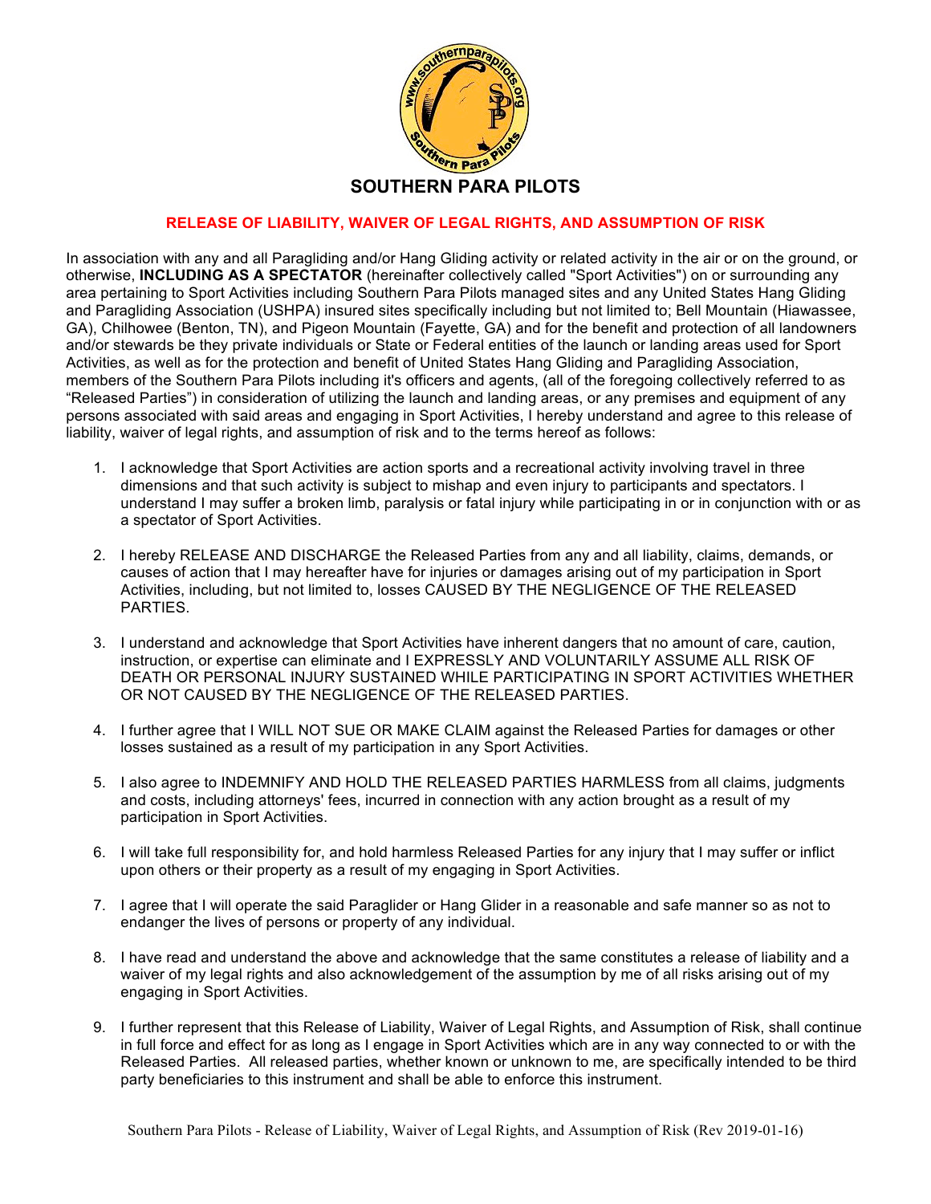# SOUTHERN PARA PILOTS

## RELEASE OF LIABILITY, WAIVER OF LEGAL RIGHTS, AND ASSUMPTION OF RISK

In association with any and all Paragliding and/or Hang Gliding activity or related activity in the air or on the ground, or otherwise, **INCLUDING AS A SPECTATOR** (hereinafter collectively called "Sport Activities") on or surrounding any area pertaining to Sport Activities including Southern Para Pilots managed sites and any United States Hang Gliding and Paragliding Association (USHPA) insured sites specifically including but not limited to; Bell Mountain (Hiawassee, GA), Chilhowee (Benton, TN), and Pigeon Mountain (Fayette, GA) and for the benefit and protection of all landowners and/or stewards be they private individuals or State or Federal entities of the launch or landing areas used for Sport Activities, as well as for the protection and benefit of United States Hang Gliding and Paragliding Association, members of the Southern Para Pilots including it's officers and agents, (all of the foregoing collectively referred to as "Released Parties") in consideration of utilizing the launch and landing areas, or any premises and equipment of any persons associated with said areas and engaging in Sport Activities, I hereby understand and agree to this release of liability, waiver of legal rights, and assumption of risk and to the terms hereof as follows:

1. I acknowledge that Sport Activities are action sports and a recreational activity involving travel in three dimensions and that such activity is subject to mishap and even injury to participants and spectators. I understand I may suffer a broken limb, paralysis or fatal injury while participating in or in conjunction with or as a spectator of Sport Activities.

2. I hereby RELEASE AND DISCHARGE the Released Parties from any and all liability, claims, demands, or causes of action that I may hereafter have for injuries or damages arising out of my participation in Sport Activities, including, but not limited to, losses CAUSED BY THE NEGLIGENCE OF THE RELEASED PARTIES.

3. I understand and acknowledge that Sport Activities have inherent dangers that no amount of care, caution, instruction, or expertise can eliminate and I EXPRESSLY AND VOLUNTARILY ASSUME ALL RISK OF DEATH OR PERSONAL INJURY SUSTAINED WHILE PARTICIPATING IN SPORT ACTIVITIES WHETHER OR NOT CAUSED BY THE NEGLIGENCE OF THE RELEASED PARTIES.

4. I further agree that I WILL NOT SUE OR MAKE CLAIM against the Released Parties for damages or other losses sustained as a result of my participation in any Sport Activities.

5. I also agree to INDEMNIFY AND HOLD THE RELEASED PARTIES HARMLESS from all claims, judgments and costs, including attorneys' fees, incurred in connection with any action brought as a result of my participation in Sport Activities.

6. I will take full responsibility for, and hold harmless Released Parties for any injury that I may suffer or inflict upon others or their property as a result of my engaging in Sport Activities.

7. I agree that I will operate the said Paraglider or Hang Glider in a reasonable and safe manner so as not to endanger the lives of persons or property of any individual.

8. I have read and understand the above and acknowledge that the same constitutes a release of liability and a waiver of my legal rights and also acknowledgement of the assumption by me of all risks arising out of my engaging in Sport Activities.

9. I further represent that this Release of Liability, Waiver of Legal Rights, and Assumption of Risk, shall continue in full force and effect for as long as I engage in Sport Activities which are in any way connected to or with the Released Parties. All released parties, whether known or unknown to me, are specifically intended to be third party beneficiaries to this instrument and shall be able to enforce this instrument.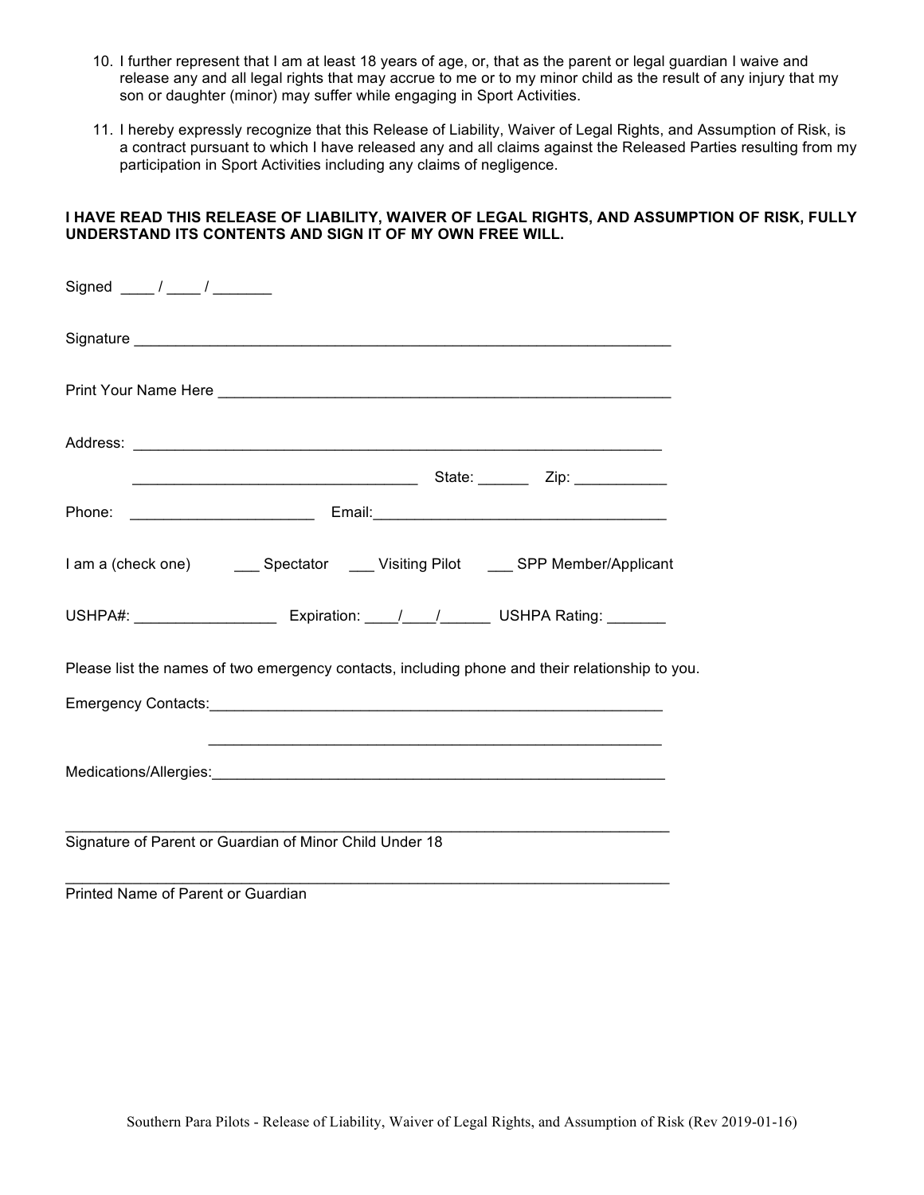10. I further represent that I am at least 18 years of age, or, that as the parent or legal guardian I waive and release any and all legal rights that may accrue to me or to my minor child as the result of any injury that my son or daughter (minor) may suffer while engaging in Sport Activities.

11. I hereby expressly recognize that this Release of Liability, Waiver of Legal Rights, and Assumption of Risk, is a contract pursuant to which I have released any and all claims against the Released Parties resulting from my participation in Sport Activities including any claims of negligence.

**I HAVE READ THIS RELEASE OF LIABILITY, WAIVER OF LEGAL RIGHTS, AND ASSUMPTION OF RISK, FULLY UNDERSTAND ITS CONTENTS AND SIGN IT OF MY OWN FREE WILL.**

Signed ____ / ____ / _______

Signature ____________________________________________________________________

Print Your Name Here __________________________________________________________

Address: ___________________________________________________________________

___________________________________ State: ______ Zip: ___________

Phone: ______________________ Email:___________________________________

I am a (check one) ___ Spectator ___ Visiting Pilot ___ SPP Member/Applicant

USHPA#: _________________ Expiration: ____/____/______ USHPA Rating: _______

Please list the names of two emergency contacts, including phone and their relationship to you.

Emergency Contacts:_________________________________________________________

_________________________________________________________

Medications/Allergies:________________________________________________________

____________________________________________________________________________

Signature of Parent or Guardian of Minor Child Under 18

____________________________________________________________________________

Printed Name of Parent or Guardian

Southern Para Pilots - Release of Liability, Waiver of Legal Rights, and Assumption of Risk (Rev 2019-01-16)